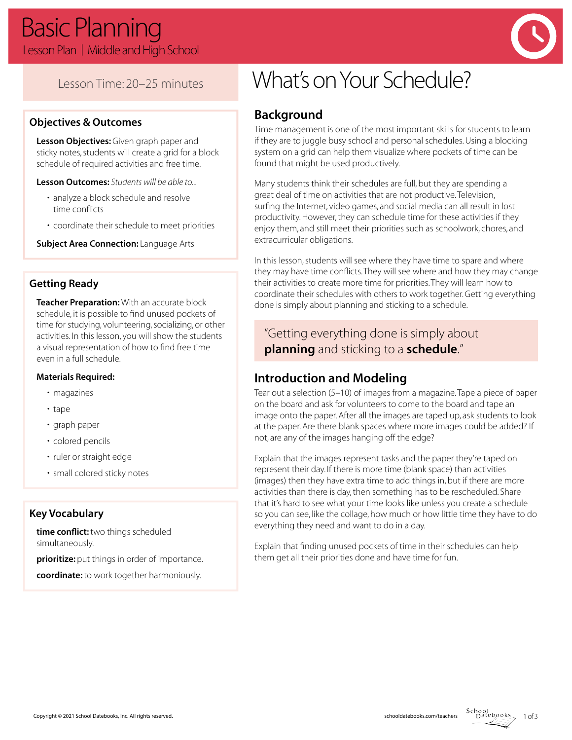# Basic Planning

Lesson Plan | Middle and High School

Lesson Time: 20–25 minutes

## Objectives & Outcomes

**Lesson Objectives:** Given graph paper and sticky notes, students will create a grid for a block schedule of required activities and free time.

**Lesson Outcomes:** *Students will be able to...*

- analyze a block schedule and resolve time conflicts
- coordinate their schedule to meet priorities

**Subject Area Connection:** Language Arts

## Getting Ready

**Teacher Preparation:** With an accurate block schedule, it is possible to find unused pockets of time for studying, volunteering, socializing, or other activities. In this lesson, you will show the students a visual representation of how to find free time even in a full schedule.

**Materials Required:**

- magazines
- tape
- graph paper
- colored pencils
- ruler or straight edge
- small colored sticky notes

## Key Vocabulary

**time conflict:** two things scheduled simultaneously.

**prioritize:** put things in order of importance.

**coordinate:** to work together harmoniously.

# What's on Your Schedule?

## Background

Time management is one of the most important skills for students to learn if they are to juggle busy school and personal schedules. Using a blocking system on a grid can help them visualize where pockets of time can be found that might be used productively.

Many students think their schedules are full, but they are spending a great deal of time on activities that are not productive. Television, surfing the Internet, video games, and social media can all result in lost productivity. However, they can schedule time for these activities if they enjoy them, and still meet their priorities such as schoolwork, chores, and extracurricular obligations.

In this lesson, students will see where they have time to spare and where they may have time conflicts. They will see where and how they may change their activities to create more time for priorities. They will learn how to coordinate their schedules with others to work together. Getting everything done is simply about planning and sticking to a schedule.

> "Getting everything done is simply about **planning** and sticking to a **schedule**."

## Introduction and Modeling

Tear out a selection (5–10) of images from a magazine. Tape a piece of paper on the board and ask for volunteers to come to the board and tape an image onto the paper. After all the images are taped up, ask students to look at the paper. Are there blank spaces where more images could be added? If not, are any of the images hanging off the edge?

Explain that the images represent tasks and the paper they're taped on represent their day. If there is more time (blank space) than activities (images) then they have extra time to add things in, but if there are more activities than there is day, then something has to be rescheduled. Share that it's hard to see what your time looks like unless you create a schedule so you can see, like the collage, how much or how little time they have to do everything they need and want to do in a day.

Explain that finding unused pockets of time in their schedules can help them get all their priorities done and have time for fun.

Copyright © 2021 School Datebooks, Inc. All rights reserved.

schooldatebooks.com/teachers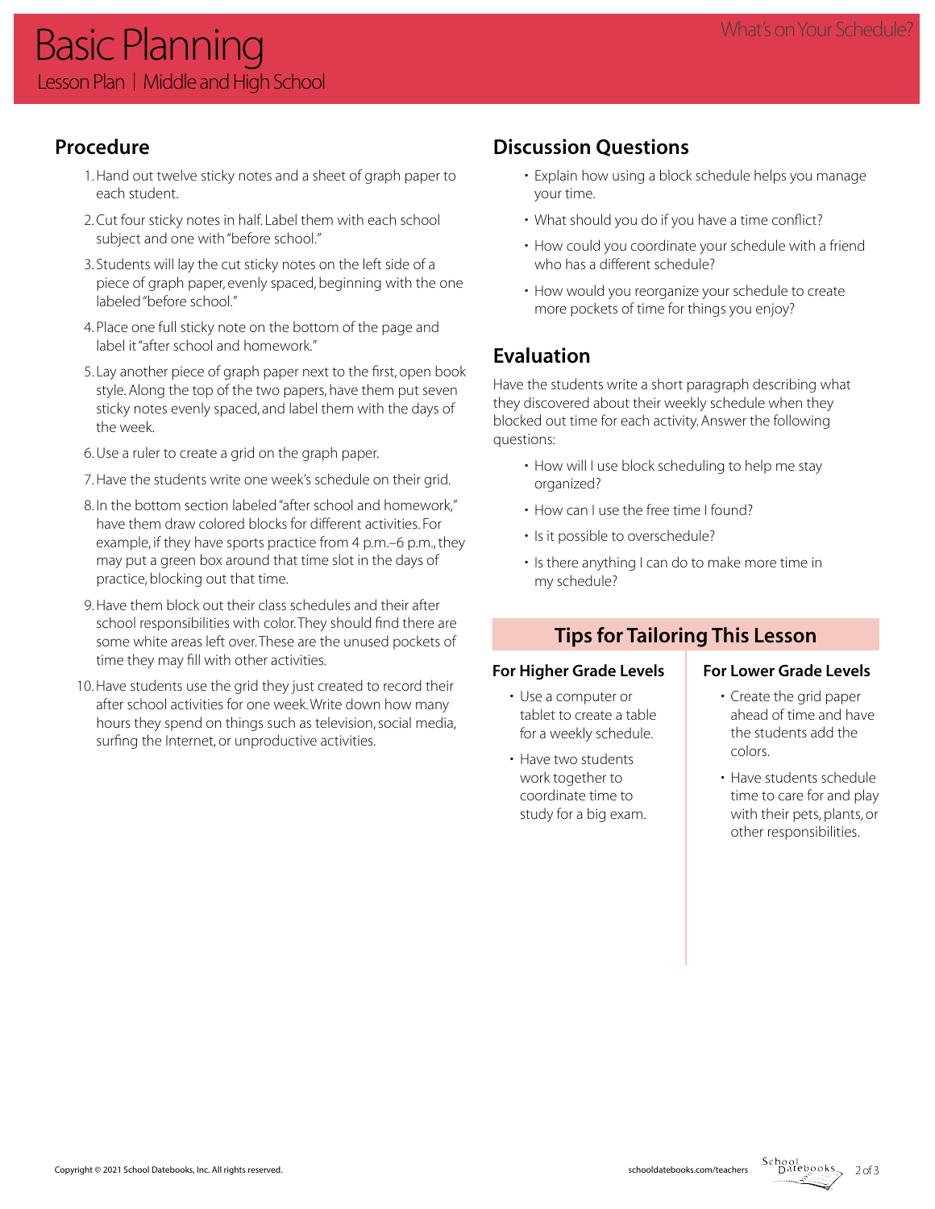# Basic Planning

Lesson Plan | Middle and High School

## Procedure

1. Hand out twelve sticky notes and a sheet of graph paper to each student.
2. Cut four sticky notes in half. Label them with each school subject and one with "before school."
3. Students will lay the cut sticky notes on the left side of a piece of graph paper, evenly spaced, beginning with the one labeled "before school."
4. Place one full sticky note on the bottom of the page and label it "after school and homework."
5. Lay another piece of graph paper next to the first, open book style. Along the top of the two papers, have them put seven sticky notes evenly spaced, and label them with the days of the week.
6. Use a ruler to create a grid on the graph paper.
7. Have the students write one week's schedule on their grid.
8. In the bottom section labeled "after school and homework," have them draw colored blocks for different activities. For example, if they have sports practice from 4 p.m.–6 p.m., they may put a green box around that time slot in the days of practice, blocking out that time.
9. Have them block out their class schedules and their after school responsibilities with color. They should find there are some white areas left over. These are the unused pockets of time they may fill with other activities.
10. Have students use the grid they just created to record their after school activities for one week. Write down how many hours they spend on things such as television, social media, surfing the Internet, or unproductive activities.

## Discussion Questions

- Explain how using a block schedule helps you manage your time.
- What should you do if you have a time conflict?
- How could you coordinate your schedule with a friend who has a different schedule?
- How would you reorganize your schedule to create more pockets of time for things you enjoy?

## Evaluation

Have the students write a short paragraph describing what they discovered about their weekly schedule when they blocked out time for each activity. Answer the following questions:

- How will I use block scheduling to help me stay organized?
- How can I use the free time I found?
- Is it possible to overschedule?
- Is there anything I can do to make more time in my schedule?

## Tips for Tailoring This Lesson

### For Higher Grade Levels

- Use a computer or tablet to create a table for a weekly schedule.
- Have two students work together to coordinate time to study for a big exam.

### For Lower Grade Levels

- Create the grid paper ahead of time and have the students add the colors.
- Have students schedule time to care for and play with their pets, plants, or other responsibilities.

Copyright © 2021 School Datebooks, Inc. All rights reserved.

schooldatebooks.com/teachers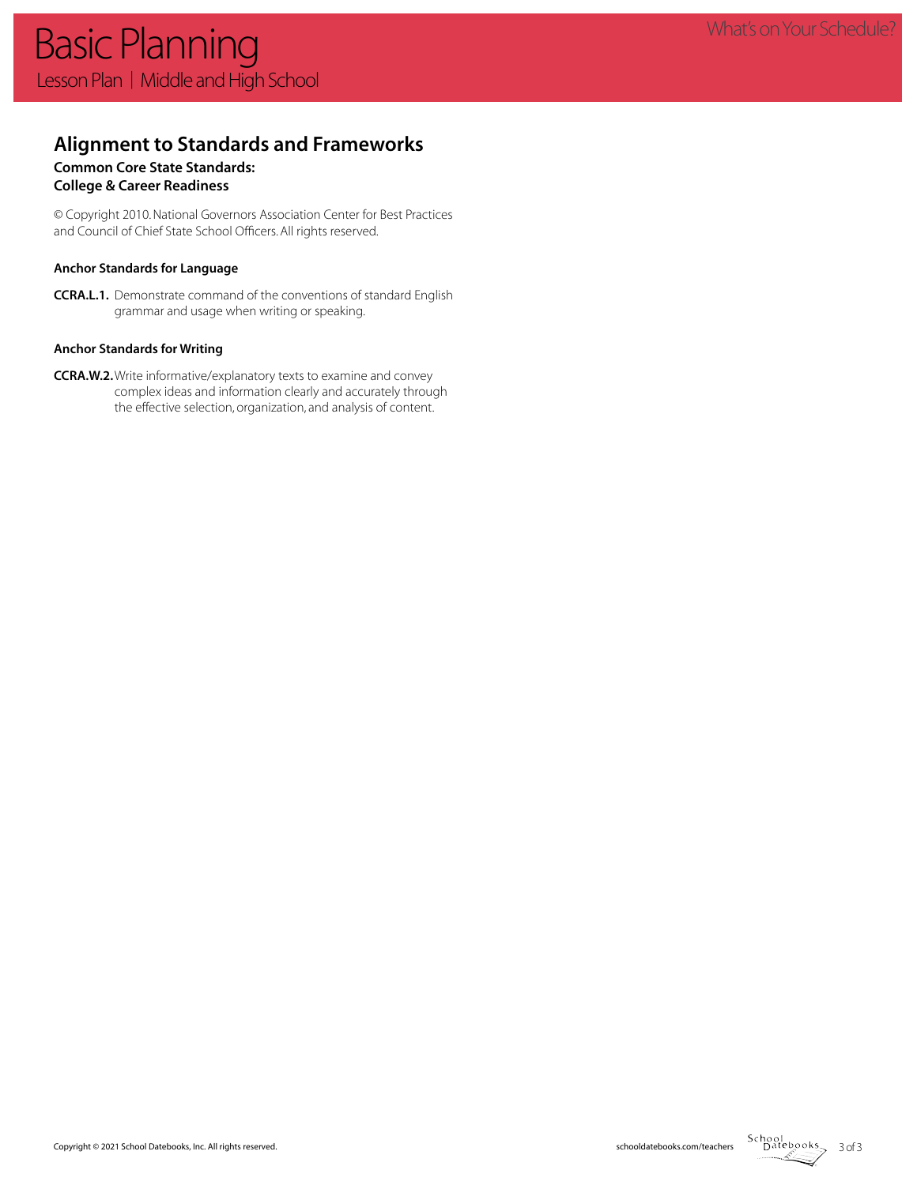## Alignment to Standards and Frameworks

**Common Core State Standards:**
**College & Career Readiness**

© Copyright 2010. National Governors Association Center for Best Practices and Council of Chief State School Officers. All rights reserved.

**Anchor Standards for Language**

**CCRA.L.1.** Demonstrate command of the conventions of standard English grammar and usage when writing or speaking.

**Anchor Standards for Writing**

**CCRA.W.2.** Write informative/explanatory texts to examine and convey complex ideas and information clearly and accurately through the effective selection, organization, and analysis of content.